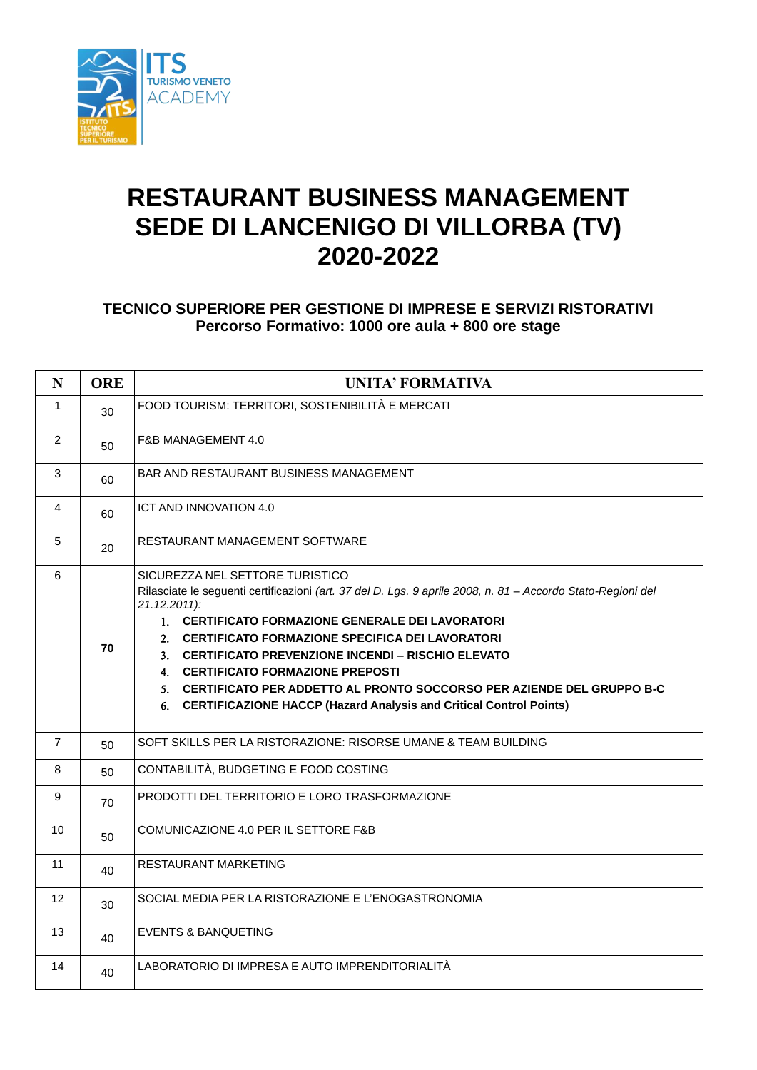# RESTAURANT BUSINESS MANAGEMENT
# SEDE DI LANCENIGO DI VILLORBA (TV)
# 2020-2022

### TECNICO SUPERIORE PER GESTIONE DI IMPRESE E SERVIZI RISTORATIVI
### Percorso Formativo: 1000 ore aula + 800 ore stage

| N | ORE | UNITA' FORMATIVA |
|---|---|---|
| 1 | 30 | FOOD TOURISM: TERRITORI, SOSTENIBILITÀ E MERCATI |
| 2 | 50 | F&B MANAGEMENT 4.0 |
| 3 | 60 | BAR AND RESTAURANT BUSINESS MANAGEMENT |
| 4 | 60 | ICT AND INNOVATION 4.0 |
| 5 | 20 | RESTAURANT MANAGEMENT SOFTWARE |
| 6 | **70** | SICUREZZA NEL SETTORE TURISTICO<br>Rilasciate le seguenti certificazioni *(art. 37 del D. Lgs. 9 aprile 2008, n. 81 – Accordo Stato-Regioni del 21.12.2011):*<br>1. **CERTIFICATO FORMAZIONE GENERALE DEI LAVORATORI**<br>2. **CERTIFICATO FORMAZIONE SPECIFICA DEI LAVORATORI**<br>3. **CERTIFICATO PREVENZIONE INCENDI – RISCHIO ELEVATO**<br>4. **CERTIFICATO FORMAZIONE PREPOSTI**<br>5. **CERTIFICATO PER ADDETTO AL PRONTO SOCCORSO PER AZIENDE DEL GRUPPO B-C**<br>6. **CERTIFICAZIONE HACCP (Hazard Analysis and Critical Control Points)** |
| 7 | 50 | SOFT SKILLS PER LA RISTORAZIONE: RISORSE UMANE & TEAM BUILDING |
| 8 | 50 | CONTABILITÀ, BUDGETING E FOOD COSTING |
| 9 | 70 | PRODOTTI DEL TERRITORIO E LORO TRASFORMAZIONE |
| 10 | 50 | COMUNICAZIONE 4.0 PER IL SETTORE F&B |
| 11 | 40 | RESTAURANT MARKETING |
| 12 | 30 | SOCIAL MEDIA PER LA RISTORAZIONE E L'ENOGASTRONOMIA |
| 13 | 40 | EVENTS & BANQUETING |
| 14 | 40 | LABORATORIO DI IMPRESA E AUTO IMPRENDITORIALITÀ |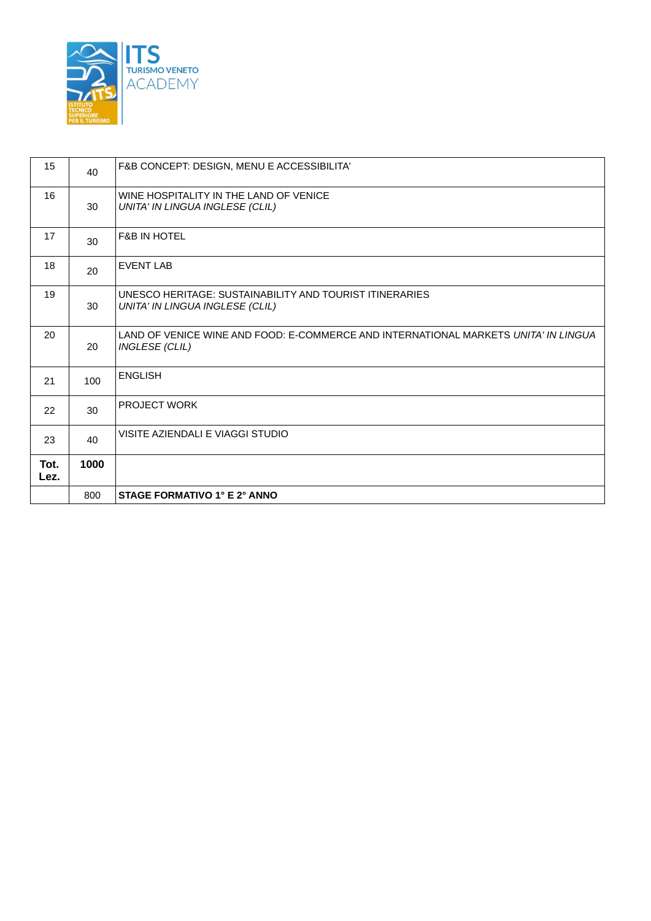| | | |
|---|---|---|
| 15 | 40 | F&B CONCEPT: DESIGN, MENU E ACCESSIBILITA' |
| 16 | 30 | WINE HOSPITALITY IN THE LAND OF VENICE *UNITA' IN LINGUA INGLESE (CLIL)* |
| 17 | 30 | F&B IN HOTEL |
| 18 | 20 | EVENT LAB |
| 19 | 30 | UNESCO HERITAGE: SUSTAINABILITY AND TOURIST ITINERARIES *UNITA' IN LINGUA INGLESE (CLIL)* |
| 20 | 20 | LAND OF VENICE WINE AND FOOD: E-COMMERCE AND INTERNATIONAL MARKETS *UNITA' IN LINGUA INGLESE (CLIL)* |
| 21 | 100 | ENGLISH |
| 22 | 30 | PROJECT WORK |
| 23 | 40 | VISITE AZIENDALI E VIAGGI STUDIO |
| **Tot. Lez.** | **1000** | |
| | 800 | **STAGE FORMATIVO 1° E 2° ANNO** |